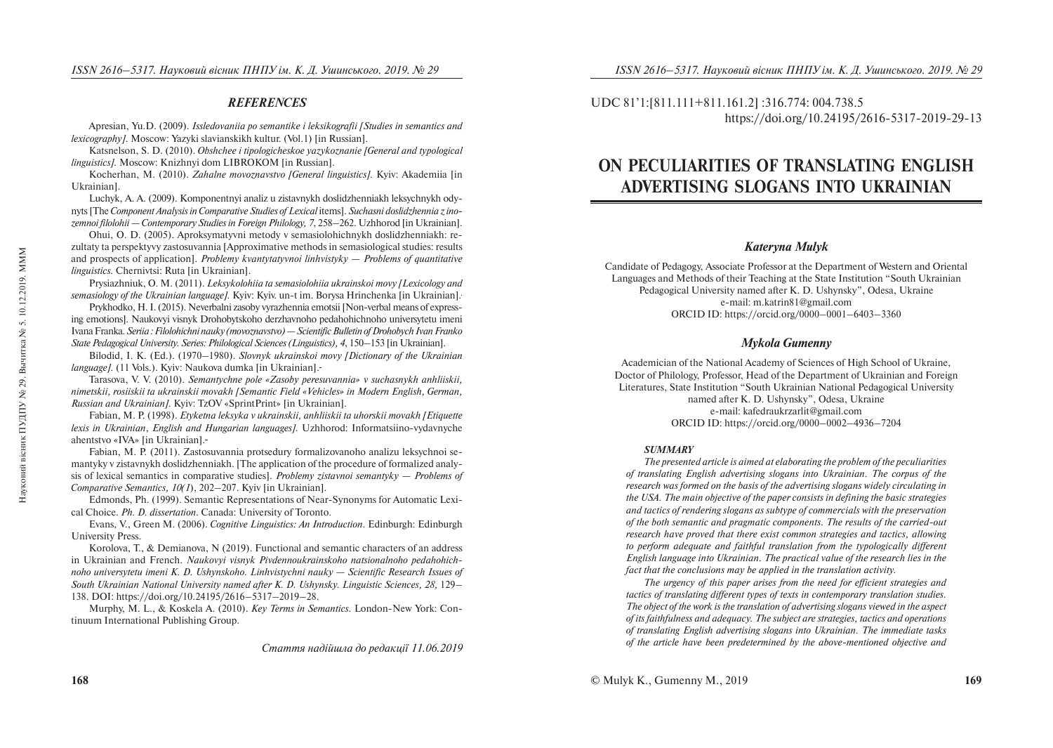## REFERENCES

Apresian, Yu.D. (2009). *Issledovaniia po semantike i leksikografii [Studies in semantics and lexicography]*. Moscow: Yazyki slavianskikh kultur. (Vol.1) [in Russian].

Katsnelson, S. D. (2010). *Obshchee i tipologicheskoe yazykoznanie [General and typological linguistics]*. Moscow: Knizhnyi dom LIBROKOM [in Russian].

Kocherhan, M. (2010). *Zahalne movoznavstvo [General linguistics]*. Kyiv: Akademiia [in Ukrainian].

Luchyk, A. A. (2009). Komponentnyi analiz u zistavnykh doslidzhenniakh leksychnykh odynyts [The *Component Analysis in Comparative Studies of Lexical* items]. *Suchasni doslidzhennia z inozemnoi filolohii — Contemporary Studies in Foreign Philology, 7*, 258–262. Uzhhorod [in Ukrainian].

Ohui, O. D. (2005). Aproksymatyvni metody v semasiolohichnykh doslidzhenniakh: rezultaty ta perspektyvy zastosuvannia [Approximative methods in semasiological studies: results and prospects of application]. *Problemy kvantytatyvnoi linhvistyky — Problems of quantitative linguistics*. Chernivtsi: Ruta [in Ukrainian].

Prysiazhniuk, O. M. (2011). *Leksykolohiia ta semasiolohiia ukrainskoi movy [Lexicology and semasiology of the Ukrainian language]*. Kyiv: Kyiv. un-t im. Borysa Hrinchenka [in Ukrainian].

Prykhodko, H. I. (2015). Neverbalni zasoby vyrazhennia emotsii [Non-verbal means of expressing emotions]. Naukovyi visnyk Drohobytskoho derzhavnoho pedahohichnoho universytetu imeni Ivana Franka. *Seriia : Filolohichni nauky (movoznavstvo) — Scientific Bulletin of Drohobych Ivan Franko State Pedagogical University. Series: Philological Sciences (Linguistics), 4*, 150–153 [in Ukrainian].

Bilodid, I. K. (Ed.). (1970–1980). *Slovnyk ukrainskoi movy [Dictionary of the Ukrainian language]*. (11 Vols.). Kyiv: Naukova dumka [in Ukrainian].

Tarasova, V. V. (2010). *Semantychne pole «Zasoby peresuvannia» v suchasnykh anhliiskii, nimetskii, rosiiskii ta ukrainskii movakh [Semantic Field «Vehicles» in Modern English, German, Russian and Ukrainian]*. Kyiv: TzOV «SprintPrint» [in Ukrainian].

Fabian, M. P. (1998). *Etyketna leksyka v ukrainskii, anhliiskii ta uhorskii movakh [Etiquette lexis in Ukrainian, English and Hungarian languages]*. Uzhhorod: Informatsiino-vydavnyche ahentstvo «IVA» [in Ukrainian].

Fabian, M. P. (2011). Zastosuvannia protsedury formalizovanoho analizu leksychnoi semantyky v zistavnykh doslidzhenniakh. [The application of the procedure of formalized analysis of lexical semantics in comparative studies]. *Problemy zistavnoi semantyky — Problems of Comparative Semantics, 10(1)*, 202–207. Kyiv [in Ukrainian].

Edmonds, Ph. (1999). Semantic Representations of Near-Synonyms for Automatic Lexical Choice. *Ph. D. dissertation*. Canada: University of Toronto.

Evans, V., Green M. (2006). *Cognitive Linguistics: An Introduction*. Edinburgh: Edinburgh University Press.

Korolova, T., & Demianova, N (2019). Functional and semantic characters of an address in Ukrainian and French. *Naukovyi visnyk Pivdennoukrainskoho natsionalnoho pedahohichnoho universytetu imeni K. D. Ushynskoho. Linhvistychni nauky — Scientific Research Issues of South Ukrainian National University named after K. D. Ushynsky. Linguistic Sciences, 28*, 129–138. DOI: https://doi.org/10.24195/2616–5317–2019–28.

Murphy, M. L., & Koskela A. (2010). *Key Terms in Semantics*. London-New York: Continuum International Publishing Group.

*Стаття надійшла до редакції 11.06.2019*

UDC 81'1:[811.111+811.161.2] :316.774: 004.738.5
https://doi.org/10.24195/2616-5317-2019-29-13

# ON PECULIARITIES OF TRANSLATING ENGLISH ADVERTISING SLOGANS INTO UKRAINIAN

### *Kateryna Mulyk*

Candidate of Pedagogy, Associate Professor at the Department of Western and Oriental Languages and Methods of their Teaching at the State Institution "South Ukrainian Pedagogical University named after K. D. Ushynsky", Odesa, Ukraine
e-mail: m.katrin81@gmail.com
ORCID ID: https://orcid.org/0000–0001–6403–3360

### *Mykola Gumenny*

Academician of the National Academy of Sciences of High School of Ukraine, Doctor of Philology, Professor, Head of the Department of Ukrainian and Foreign Literatures, State Institution "South Ukrainian National Pedagogical University named after K. D. Ushynsky", Odesa, Ukraine
e-mail: kafedraukrzarlit@gmail.com
ORCID ID: https://orcid.org/0000–0002–4936–7204

***SUMMARY***

*The presented article is aimed at elaborating the problem of the peculiarities of translating English advertising slogans into Ukrainian. The corpus of the research was formed on the basis of the advertising slogans widely circulating in the USA. The main objective of the paper consists in defining the basic strategies and tactics of rendering slogans as subtype of commercials with the preservation of the both semantic and pragmatic components. The results of the carried-out research have proved that there exist common strategies and tactics, allowing to perform adequate and faithful translation from the typologically different English language into Ukrainian. The practical value of the research lies in the fact that the conclusions may be applied in the translation activity.*

*The urgency of this paper arises from the need for efficient strategies and tactics of translating different types of texts in contemporary translation studies. The object of the work is the translation of advertising slogans viewed in the aspect of its faithfulness and adequacy. The subject are strategies, tactics and operations of translating English advertising slogans into Ukrainian. The immediate tasks of the article have been predetermined by the above-mentioned objective and*

© Mulyk K., Gumenny M., 2019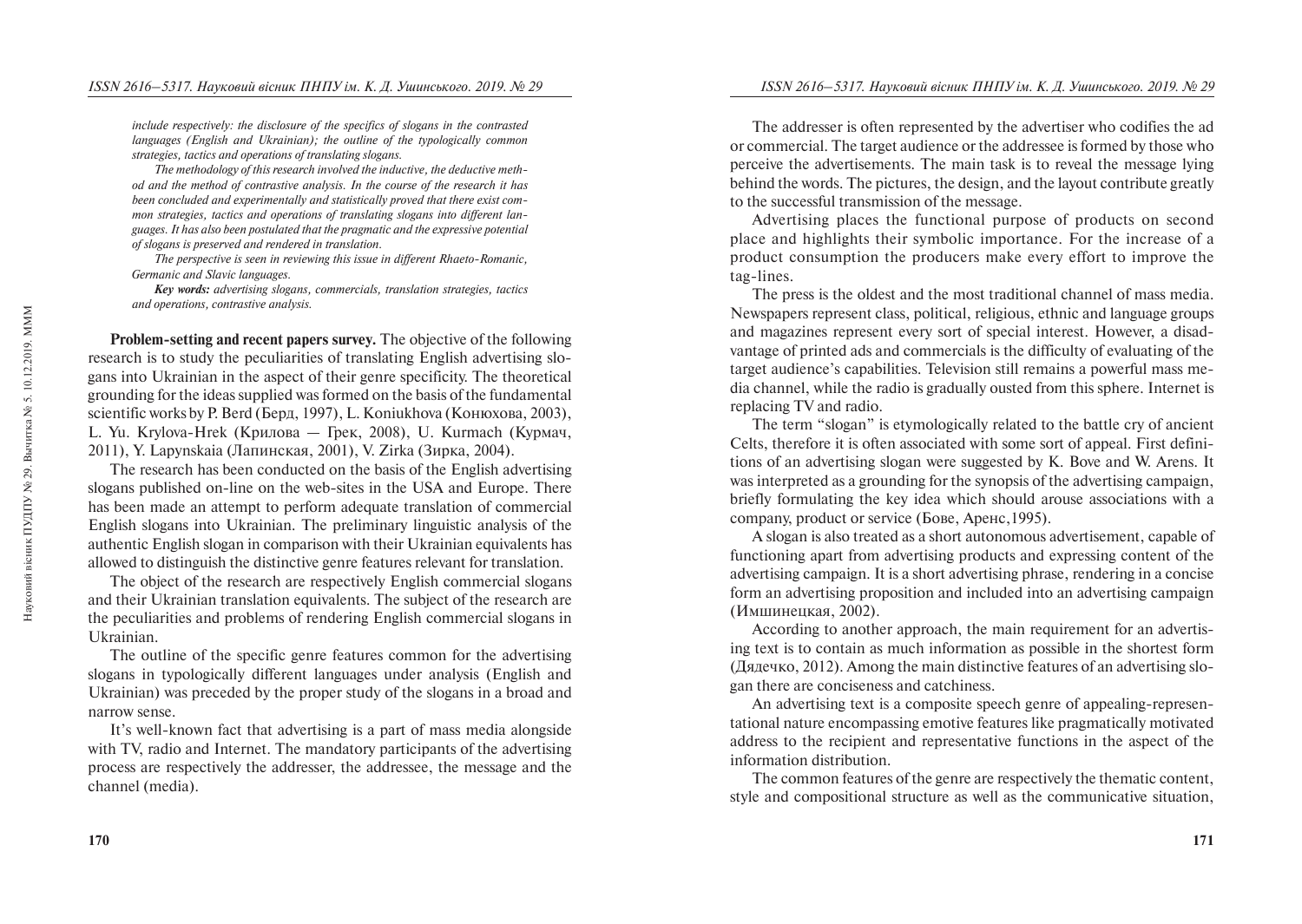*include respectively: the disclosure of the specifics of slogans in the contrasted languages (English and Ukrainian); the outline of the typologically common strategies, tactics and operations of translating slogans.*

*The methodology of this research involved the inductive, the deductive method and the method of contrastive analysis. In the course of the research it has been concluded and experimentally and statistically proved that there exist common strategies, tactics and operations of translating slogans into different languages. It has also been postulated that the pragmatic and the expressive potential of slogans is preserved and rendered in translation.*

*The perspective is seen in reviewing this issue in different Rhaeto-Romanic, Germanic and Slavic languages.*

***Key words:*** *advertising slogans, commercials, translation strategies, tactics and operations, contrastive analysis.*

**Problem-setting and recent papers survey.** The objective of the following research is to study the peculiarities of translating English advertising slogans into Ukrainian in the aspect of their genre specificity. The theoretical grounding for the ideas supplied was formed on the basis of the fundamental scientific works by P. Berd (Берд, 1997), L. Koniukhova (Конюхова, 2003), L. Yu. Krylova-Hrek (Крилова — Грек, 2008), U. Kurmach (Курмач, 2011), Y. Lapynskaia (Лапинская, 2001), V. Zirka (Зирка, 2004).

The research has been conducted on the basis of the English advertising slogans published on-line on the web-sites in the USA and Europe. There has been made an attempt to perform adequate translation of commercial English slogans into Ukrainian. The preliminary linguistic analysis of the authentic English slogan in comparison with their Ukrainian equivalents has allowed to distinguish the distinctive genre features relevant for translation.

The object of the research are respectively English commercial slogans and their Ukrainian translation equivalents. The subject of the research are the peculiarities and problems of rendering English commercial slogans in Ukrainian.

The outline of the specific genre features common for the advertising slogans in typologically different languages under analysis (English and Ukrainian) was preceded by the proper study of the slogans in a broad and narrow sense.

It's well-known fact that advertising is a part of mass media alongside with TV, radio and Internet. The mandatory participants of the advertising process are respectively the addresser, the addressee, the message and the channel (media).

The addresser is often represented by the advertiser who codifies the ad or commercial. The target audience or the addressee is formed by those who perceive the advertisements. The main task is to reveal the message lying behind the words. The pictures, the design, and the layout contribute greatly to the successful transmission of the message.

Advertising places the functional purpose of products on second place and highlights their symbolic importance. For the increase of a product consumption the producers make every effort to improve the tag-lines.

The press is the oldest and the most traditional channel of mass media. Newspapers represent class, political, religious, ethnic and language groups and magazines represent every sort of special interest. However, a disadvantage of printed ads and commercials is the difficulty of evaluating of the target audience's capabilities. Television still remains a powerful mass media channel, while the radio is gradually ousted from this sphere. Internet is replacing TV and radio.

The term "slogan" is etymologically related to the battle cry of ancient Celts, therefore it is often associated with some sort of appeal. First definitions of an advertising slogan were suggested by K. Bove and W. Arens. It was interpreted as a grounding for the synopsis of the advertising campaign, briefly formulating the key idea which should arouse associations with a company, product or service (Бове, Аренс,1995).

A slogan is also treated as a short autonomous advertisement, capable of functioning apart from advertising products and expressing content of the advertising campaign. It is a short advertising phrase, rendering in a concise form an advertising proposition and included into an advertising campaign (Имшинецкая, 2002).

According to another approach, the main requirement for an advertising text is to contain as much information as possible in the shortest form (Дядечко, 2012). Among the main distinctive features of an advertising slogan there are conciseness and catchiness.

An advertising text is a composite speech genre of appealing-representational nature encompassing emotive features like pragmatically motivated address to the recipient and representative functions in the aspect of the information distribution.

The common features of the genre are respectively the thematic content, style and compositional structure as well as the communicative situation,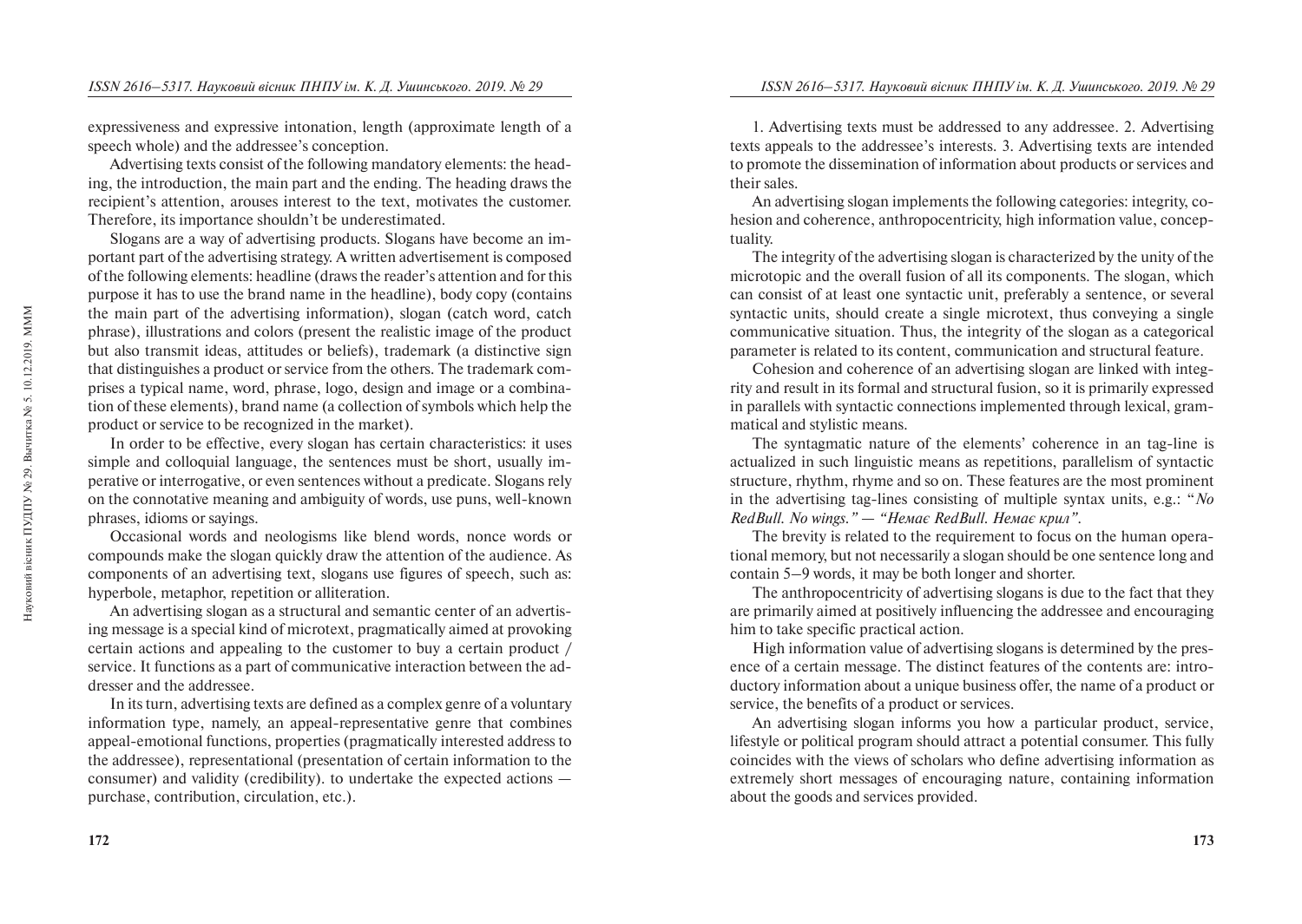expressiveness and expressive intonation, length (approximate length of a speech whole) and the addressee's conception.

Advertising texts consist of the following mandatory elements: the heading, the introduction, the main part and the ending. The heading draws the recipient's attention, arouses interest to the text, motivates the customer. Therefore, its importance shouldn't be underestimated.

Slogans are a way of advertising products. Slogans have become an important part of the advertising strategy. A written advertisement is composed of the following elements: headline (draws the reader's attention and for this purpose it has to use the brand name in the headline), body copy (contains the main part of the advertising information), slogan (catch word, catch phrase), illustrations and colors (present the realistic image of the product but also transmit ideas, attitudes or beliefs), trademark (a distinctive sign that distinguishes a product or service from the others. The trademark comprises a typical name, word, phrase, logo, design and image or a combination of these elements), brand name (a collection of symbols which help the product or service to be recognized in the market).

In order to be effective, every slogan has certain characteristics: it uses simple and colloquial language, the sentences must be short, usually imperative or interrogative, or even sentences without a predicate. Slogans rely on the connotative meaning and ambiguity of words, use puns, well-known phrases, idioms or sayings.

Occasional words and neologisms like blend words, nonce words or compounds make the slogan quickly draw the attention of the audience. As components of an advertising text, slogans use figures of speech, such as: hyperbole, metaphor, repetition or alliteration.

An advertising slogan as a structural and semantic center of an advertising message is a special kind of microtext, pragmatically aimed at provoking certain actions and appealing to the customer to buy a certain product / service. It functions as a part of communicative interaction between the addresser and the addressee.

In its turn, advertising texts are defined as a complex genre of a voluntary information type, namely, an appeal-representative genre that combines appeal-emotional functions, properties (pragmatically interested address to the addressee), representational (presentation of certain information to the consumer) and validity (credibility). to undertake the expected actions — purchase, contribution, circulation, etc.).

1. Advertising texts must be addressed to any addressee. 2. Advertising texts appeals to the addressee's interests. 3. Advertising texts are intended to promote the dissemination of information about products or services and their sales.

An advertising slogan implements the following categories: integrity, cohesion and coherence, anthropocentricity, high information value, conceptuality.

The integrity of the advertising slogan is characterized by the unity of the microtopic and the overall fusion of all its components. The slogan, which can consist of at least one syntactic unit, preferably a sentence, or several syntactic units, should create a single microtext, thus conveying a single communicative situation. Thus, the integrity of the slogan as a categorical parameter is related to its content, communication and structural feature.

Cohesion and coherence of an advertising slogan are linked with integrity and result in its formal and structural fusion, so it is primarily expressed in parallels with syntactic connections implemented through lexical, grammatical and stylistic means.

The syntagmatic nature of the elements' coherence in an tag-line is actualized in such linguistic means as repetitions, parallelism of syntactic structure, rhythm, rhyme and so on. These features are the most prominent in the advertising tag-lines consisting of multiple syntax units, e.g.: "*No RedBull. No wings." — "Немає RedBull. Немає крил"*.

The brevity is related to the requirement to focus on the human operational memory, but not necessarily a slogan should be one sentence long and contain 5–9 words, it may be both longer and shorter.

The anthropocentricity of advertising slogans is due to the fact that they are primarily aimed at positively influencing the addressee and encouraging him to take specific practical action.

High information value of advertising slogans is determined by the presence of a certain message. The distinct features of the contents are: introductory information about a unique business offer, the name of a product or service, the benefits of a product or services.

An advertising slogan informs you how a particular product, service, lifestyle or political program should attract a potential consumer. This fully coincides with the views of scholars who define advertising information as extremely short messages of encouraging nature, containing information about the goods and services provided.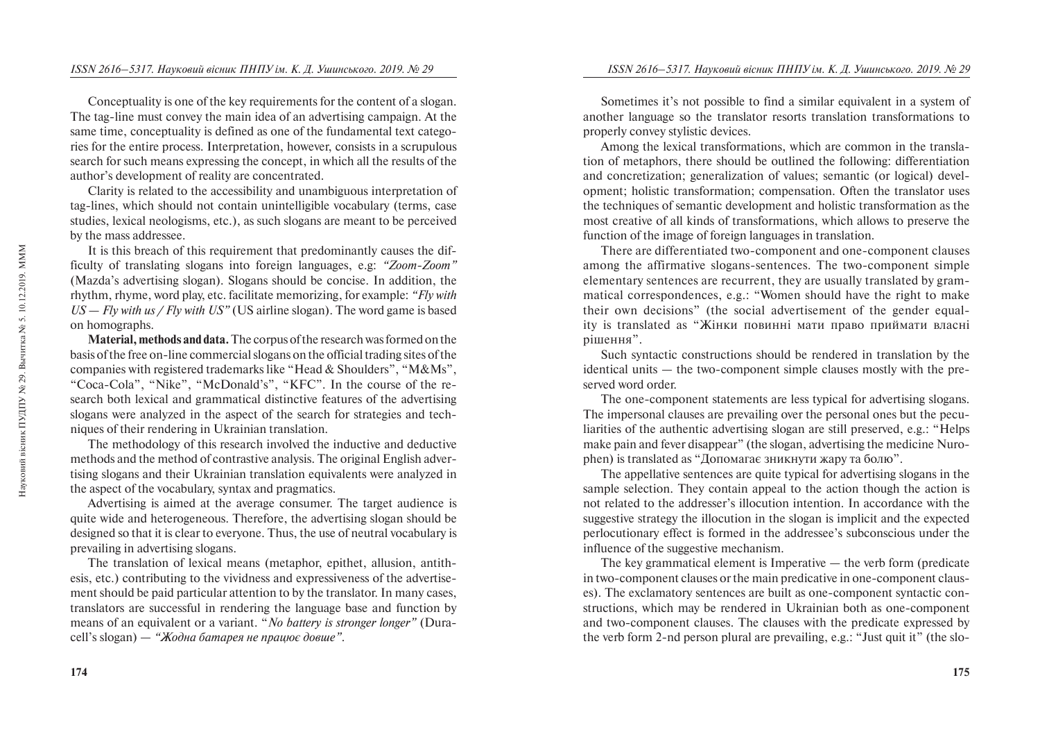Conceptuality is one of the key requirements for the content of a slogan. The tag-line must convey the main idea of an advertising campaign. At the same time, conceptuality is defined as one of the fundamental text categories for the entire process. Interpretation, however, consists in a scrupulous search for such means expressing the concept, in which all the results of the author's development of reality are concentrated.

Clarity is related to the accessibility and unambiguous interpretation of tag-lines, which should not contain unintelligible vocabulary (terms, case studies, lexical neologisms, etc.), as such slogans are meant to be perceived by the mass addressee.

It is this breach of this requirement that predominantly causes the difficulty of translating slogans into foreign languages, e.g: *"Zoom-Zoom"* (Mazda's advertising slogan). Slogans should be concise. In addition, the rhythm, rhyme, word play, etc. facilitate memorizing, for example: *"Fly with US — Fly with us / Fly with US"* (US airline slogan). The word game is based on homographs.

**Material, methods and data.** The corpus of the research was formed on the basis of the free on-line commercial slogans on the official trading sites of the companies with registered trademarks like "Head & Shoulders", "M&Ms", "Coca-Cola", "Nike", "McDonald's", "KFC". In the course of the research both lexical and grammatical distinctive features of the advertising slogans were analyzed in the aspect of the search for strategies and techniques of their rendering in Ukrainian translation.

The methodology of this research involved the inductive and deductive methods and the method of contrastive analysis. The original English advertising slogans and their Ukrainian translation equivalents were analyzed in the aspect of the vocabulary, syntax and pragmatics.

Advertising is aimed at the average consumer. The target audience is quite wide and heterogeneous. Therefore, the advertising slogan should be designed so that it is clear to everyone. Thus, the use of neutral vocabulary is prevailing in advertising slogans.

The translation of lexical means (metaphor, epithet, allusion, antithesis, etc.) contributing to the vividness and expressiveness of the advertisement should be paid particular attention to by the translator. In many cases, translators are successful in rendering the language base and function by means of an equivalent or a variant. "*No battery is stronger longer"* (Duracell's slogan) — *"Жодна батарея не працює довше"*.

Sometimes it's not possible to find a similar equivalent in a system of another language so the translator resorts translation transformations to properly convey stylistic devices.

Among the lexical transformations, which are common in the translation of metaphors, there should be outlined the following: differentiation and concretization; generalization of values; semantic (or logical) development; holistic transformation; compensation. Often the translator uses the techniques of semantic development and holistic transformation as the most creative of all kinds of transformations, which allows to preserve the function of the image of foreign languages in translation.

There are differentiated two-component and one-component clauses among the affirmative slogans-sentences. The two-component simple elementary sentences are recurrent, they are usually translated by grammatical correspondences, e.g.: "Women should have the right to make their own decisions" (the social advertisement of the gender equality is translated as "Жінки повинні мати право приймати власні рішення".

Such syntactic constructions should be rendered in translation by the identical units — the two-component simple clauses mostly with the preserved word order.

The one-component statements are less typical for advertising slogans. The impersonal clauses are prevailing over the personal ones but the peculiarities of the authentic advertising slogan are still preserved, e.g.: "Helps make pain and fever disappear" (the slogan, advertising the medicine Nurophen) is translated as "Допомагає зникнути жару та болю".

The appellative sentences are quite typical for advertising slogans in the sample selection. They contain appeal to the action though the action is not related to the addresser's illocution intention. In accordance with the suggestive strategy the illocution in the slogan is implicit and the expected perlocutionary effect is formed in the addressee's subconscious under the influence of the suggestive mechanism.

The key grammatical element is Imperative — the verb form (predicate in two-component clauses or the main predicative in one-component clauses). The exclamatory sentences are built as one-component syntactic constructions, which may be rendered in Ukrainian both as one-component and two-component clauses. The clauses with the predicate expressed by the verb form 2-nd person plural are prevailing, e.g.: "Just quit it" (the slo-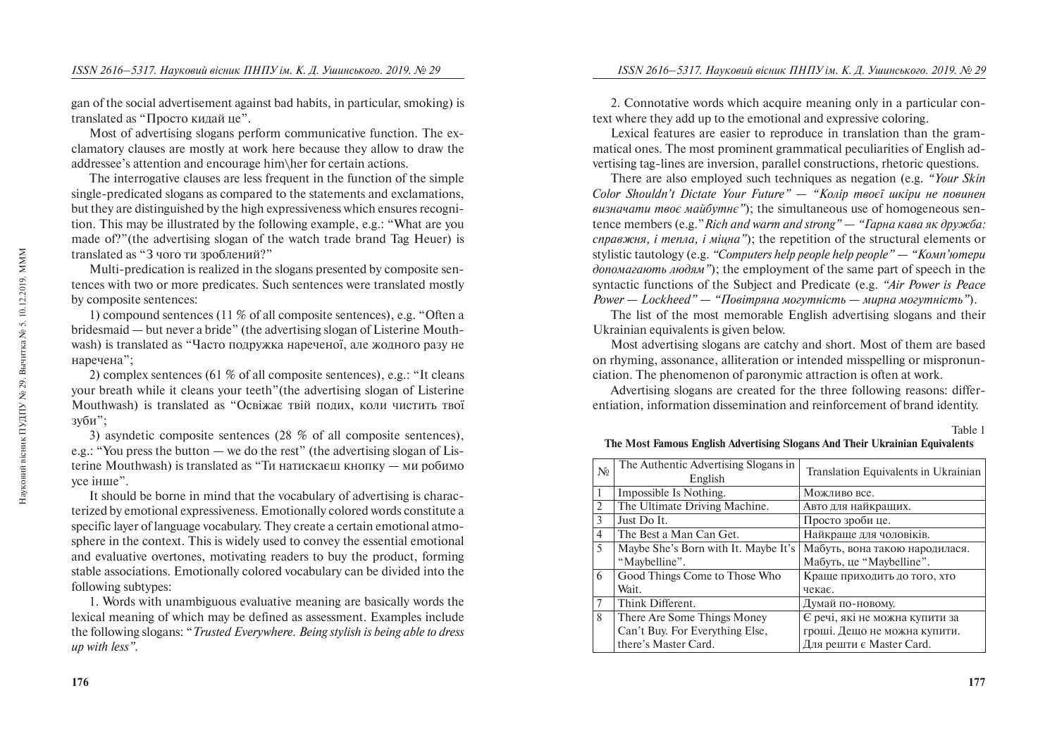gan of the social advertisement against bad habits, in particular, smoking) is translated as "Просто кидай це".

Most of advertising slogans perform communicative function. The exclamatory clauses are mostly at work here because they allow to draw the addressee's attention and encourage him\her for certain actions.

The interrogative clauses are less frequent in the function of the simple single-predicated slogans as compared to the statements and exclamations, but they are distinguished by the high expressiveness which ensures recognition. This may be illustrated by the following example, e.g.: "What are you made of?"(the advertising slogan of the watch trade brand Tag Heuer) is translated as "З чого ти зроблений?"

Multi-predication is realized in the slogans presented by composite sentences with two or more predicates. Such sentences were translated mostly by composite sentences:

1) compound sentences (11 % of all composite sentences), e.g. "Often a bridesmaid — but never a bride" (the advertising slogan of Listerine Mouthwash) is translated as "Часто подружка нареченої, але жодного разу не наречена";

2) complex sentences (61 % of all composite sentences), e.g.: "It cleans your breath while it cleans your teeth"(the advertising slogan of Listerine Mouthwash) is translated as "Освіжає твій подих, коли чистить твої зуби";

3) asyndetic composite sentences (28 % of all composite sentences), e.g.: "You press the button — we do the rest" (the advertising slogan of Listerine Mouthwash) is translated as "Ти натискаєш кнопку — ми робимо усе інше".

It should be borne in mind that the vocabulary of advertising is characterized by emotional expressiveness. Emotionally colored words constitute a specific layer of language vocabulary. They create a certain emotional atmosphere in the context. This is widely used to convey the essential emotional and evaluative overtones, motivating readers to buy the product, forming stable associations. Emotionally colored vocabulary can be divided into the following subtypes:

1. Words with unambiguous evaluative meaning are basically words the lexical meaning of which may be defined as assessment. Examples include the following slogans: "*Trusted Everywhere. Being stylish is being able to dress up with less".*

2. Connotative words which acquire meaning only in a particular context where they add up to the emotional and expressive coloring.

Lexical features are easier to reproduce in translation than the grammatical ones. The most prominent grammatical peculiarities of English advertising tag-lines are inversion, parallel constructions, rhetoric questions.

There are also employed such techniques as negation (e.g. *"Your Skin Color Shouldn't Dictate Your Future" — "Колір твоєї шкіри не повинен визначати твоє майбутнє"*); the simultaneous use of homogeneous sentence members (e.g.*"Rich and warm and strong" — "Гарна кава як дружба: справжня, і тепла, і міцна"*); the repetition of the structural elements or stylistic tautology (e.g. *"Computers help people help people" — "Комп'ютери допомагають людям"*); the employment of the same part of speech in the syntactic functions of the Subject and Predicate (e.g. *"Air Power is Peace Power — Lockheed" — "Повітряна могутність — мирна могутність"*).

The list of the most memorable English advertising slogans and their Ukrainian equivalents is given below.

Most advertising slogans are catchy and short. Most of them are based on rhyming, assonance, alliteration or intended misspelling or mispronunciation. The phenomenon of paronymic attraction is often at work.

Advertising slogans are created for the three following reasons: differentiation, information dissemination and reinforcement of brand identity.

Table 1

**The Most Famous English Advertising Slogans And Their Ukrainian Equivalents**

| № | The Authentic Advertising Slogans in English | Translation Equivalents in Ukrainian |
|---|---|---|
| 1 | Impossible Is Nothing. | Можливо все. |
| 2 | The Ultimate Driving Machine. | Авто для найкращих. |
| 3 | Just Do It. | Просто зроби це. |
| 4 | The Best a Man Can Get. | Найкраще для чоловіків. |
| 5 | Maybe She's Born with It. Maybe It's "Maybelline". | Мабуть, вона такою народилася. Мабуть, це "Maybelline". |
| 6 | Good Things Come to Those Who Wait. | Краще приходить до того, хто чекає. |
| 7 | Think Different. | Думай по-новому. |
| 8 | There Are Some Things Money Can't Buy. For Everything Else, there's Master Card. | Є речі, які не можна купити за гроші. Дещо не можна купити. Для решти є Master Card. |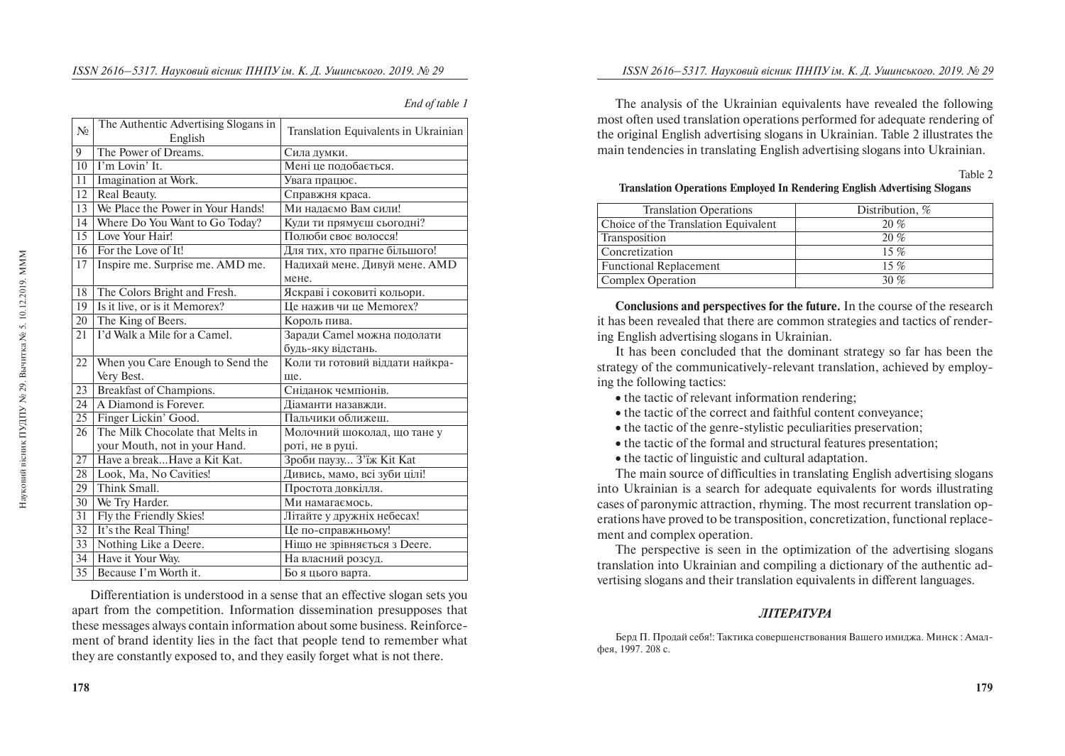*End of table 1*

| № | The Authentic Advertising Slogans in English | Translation Equivalents in Ukrainian |
|---|---|---|
| 9 | The Power of Dreams. | Сила думки. |
| 10 | I'm Lovin' It. | Мені це подобається. |
| 11 | Imagination at Work. | Увага працює. |
| 12 | Real Beauty. | Справжня краса. |
| 13 | We Place the Power in Your Hands! | Ми надаємо Вам сили! |
| 14 | Where Do You Want to Go Today? | Куди ти прямуєш сьогодні? |
| 15 | Love Your Hair! | Полюби своє волосся! |
| 16 | For the Love of It! | Для тих, хто прагне більшого! |
| 17 | Inspire me. Surprise me. AMD me. | Надихай мене. Дивуй мене. AMD мене. |
| 18 | The Colors Bright and Fresh. | Яскраві і соковиті кольори. |
| 19 | Is it live, or is it Memorex? | Це наживо чи це Memorex? |
| 20 | The King of Beers. | Король пива. |
| 21 | I'd Walk a Mile for a Camel. | Заради Camel можна подолати будь-яку відстань. |
| 22 | When you Care Enough to Send the Very Best. | Коли ти готовий віддати найкраще. |
| 23 | Breakfast of Champions. | Сніданок чемпіонів. |
| 24 | A Diamond is Forever. | Діаманти назавжди. |
| 25 | Finger Lickin' Good. | Пальчики оближеш. |
| 26 | The Milk Chocolate that Melts in your Mouth, not in your Hand. | Молочний шоколад, що тане у роті, не в руці. |
| 27 | Have a break...Have a Kit Kat. | Зроби паузу... З'їж Kit Kat |
| 28 | Look, Ma, No Cavities! | Дивись, мамо, всі зуби цілі! |
| 29 | Think Small. | Простота довкілля. |
| 30 | We Try Harder. | Ми намагаємось. |
| 31 | Fly the Friendly Skies! | Літайте у дружніх небесах! |
| 32 | It's the Real Thing! | Це по-справжньому! |
| 33 | Nothing Like a Deere. | Ніщо не зрівняється з Deere. |
| 34 | Have it Your Way. | На власний розсуд. |
| 35 | Because I'm Worth it. | Бо я цього варта. |

Differentiation is understood in a sense that an effective slogan sets you apart from the competition. Information dissemination presupposes that these messages always contain information about some business. Reinforcement of brand identity lies in the fact that people tend to remember what they are constantly exposed to, and they easily forget what is not there.

The analysis of the Ukrainian equivalents have revealed the following most often used translation operations performed for adequate rendering of the original English advertising slogans in Ukrainian. Table 2 illustrates the main tendencies in translating English advertising slogans into Ukrainian.

Table 2

**Translation Operations Employed In Rendering English Advertising Slogans**

| Translation Operations | Distribution, % |
|---|---|
| Choice of the Translation Equivalent | 20 % |
| Transposition | 20 % |
| Concretization | 15 % |
| Functional Replacement | 15 % |
| Complex Operation | 30 % |

**Conclusions and perspectives for the future.** In the course of the research it has been revealed that there are common strategies and tactics of rendering English advertising slogans in Ukrainian.

It has been concluded that the dominant strategy so far has been the strategy of the communicatively-relevant translation, achieved by employing the following tactics:

- the tactic of relevant information rendering;
- the tactic of the correct and faithful content conveyance;
- the tactic of the genre-stylistic peculiarities preservation;
- the tactic of the formal and structural features presentation;
- the tactic of linguistic and cultural adaptation.

The main source of difficulties in translating English advertising slogans into Ukrainian is a search for adequate equivalents for words illustrating cases of paronymic attraction, rhyming. The most recurrent translation operations have proved to be transposition, concretization, functional replacement and complex operation.

The perspective is seen in the optimization of the advertising slogans translation into Ukrainian and compiling a dictionary of the authentic advertising slogans and their translation equivalents in different languages.

## *ЛІТЕРАТУРА*

Берд П. Продай себя!: Тактика совершенствования Вашего имиджа. Минск : Амалфея, 1997. 208 с.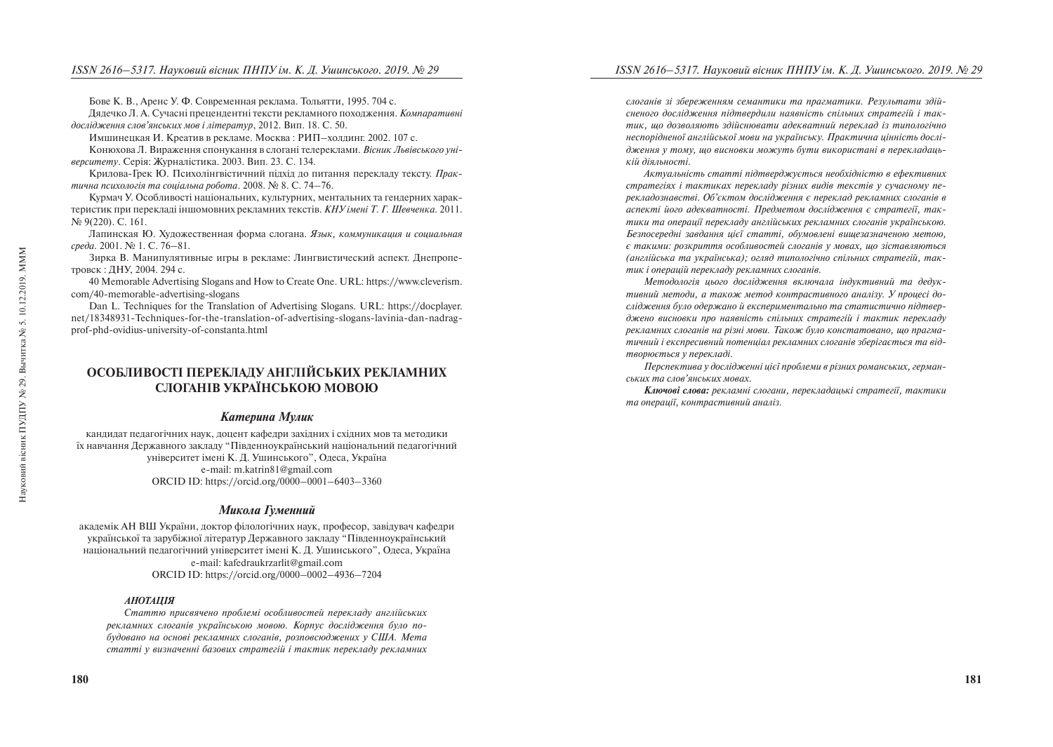Бове К. В., Аренс У. Ф. Современная реклама. Тольятти, 1995. 704 с.

Дядечко Л. А. Сучасні прецендентні тексти рекламного походження. *Компаративні дослідження слов'янських мов і літератур*, 2012. Вип. 18. С. 50.

Имшинецкая И. Креатив в рекламе. Москва : РИП–холдинг. 2002. 107 с.

Конюхова Л. Вираження спонукання в слогані телереклами. *Вісник Львівського університету*. Серія: Журналістика. 2003. Вип. 23. С. 134.

Крилова-Грек Ю. Психолінгвістичний підхід до питання перекладу тексту. *Практична психологія та соціальна робота*. 2008. № 8. С. 74–76.

Курмач У. Особливості національних, культурних, ментальних та гендерних характеристик при перекладі іншомовних рекламних текстів. *КНУ імені Т. Г. Шевченка*. 2011. № 9(220). С. 161.

Лапинская Ю. Художественная форма слогана. *Язык, коммуникация и социальная среда*. 2001. № 1. С. 76–81.

Зирка В. Манипулятивные игры в рекламе: Лингвистический аспект. Днепропетровск : ДНУ, 2004. 294 с.

40 Memorable Advertising Slogans and How to Create One. URL: https://www.cleverism.com/40-memorable-advertising-slogans

Dan L. Techniques for the Translation of Advertising Slogans. URL: https://docplayer.net/18348931-Techniques-for-the-translation-of-advertising-slogans-lavinia-dan-nadrag-prof-phd-ovidius-university-of-constanta.html

# ОСОБЛИВОСТІ ПЕРЕКЛАДУ АНГЛІЙСЬКИХ РЕКЛАМНИХ СЛОГАНІВ УКРАЇНСЬКОЮ МОВОЮ

### *Катерина Мулик*

кандидат педагогічних наук, доцент кафедри західних і східних мов та методики їх навчання Державного закладу "Південноукраїнський національний педагогічний університет імені К. Д. Ушинського", Одеса, Україна
e-mail: m.katrin81@gmail.com
ORCID ID: https://orcid.org/0000–0001–6403–3360

### *Микола Гуменний*

академік АН ВШ України, доктор філологічних наук, професор, завідувач кафедри української та зарубіжної літератур Державного закладу "Південноукраїнський національний педагогічний університет імені К. Д. Ушинського", Одеса, Україна
e-mail: kafedraukrzarlit@gmail.com
ORCID ID: https://orcid.org/0000–0002–4936–7204

#### *АНОТАЦІЯ*

*Статтю присвячено проблемі особливостей перекладу англійських рекламних слоганів українською мовою. Корпус дослідження було побудовано на основі рекламних слоганів, розповсюджених у США. Мета статті у визначенні базових стратегій і тактик перекладу рекламних слоганів зі збереженням семантики та прагматики. Результати здійсненого дослідження підтвердили наявність спільних стратегій і тактик, що дозволяють здійснювати адекватний переклад із типологічно неспорідненої англійської мови на українську. Практична цінність дослідження у тому, що висновки можуть бути використані в перекладацькій діяльності.*

*Актуальність статті підтверджується необхідністю в ефективних стратегіях і тактиках перекладу різних видів текстів у сучасному перекладознавстві. Об'єктом дослідження є переклад рекламних слоганів в аспекті його адекватності. Предметом дослідження є стратегії, тактики та операції перекладу англійських рекламних слоганів українською. Безпосередні завдання цієї статті, обумовлені вищезазначеною метою, є такими: розкриття особливостей слоганів у мовах, що зіставляються (англійська та українська); огляд типологічно спільних стратегій, тактик і операцій перекладу рекламних слоганів.*

*Методологія цього дослідження включала індуктивний та дедуктивний методи, а також метод контрастивного аналізу. У процесі дослідження було одержано й експериментально та статистично підтверджено висновки про наявність спільних стратегій і тактик перекладу рекламних слоганів на різні мови. Також було констатовано, що прагматичний і експресивний потенціал рекламних слоганів зберігається та відтворюється у перекладі.*

*Перспектива у дослідженні цієї проблеми в різних романських, германських та слов'янських мовах.*

***Ключові слова:*** *рекламні слогани, перекладацькі стратегії, тактики та операції, контрастивний аналіз.*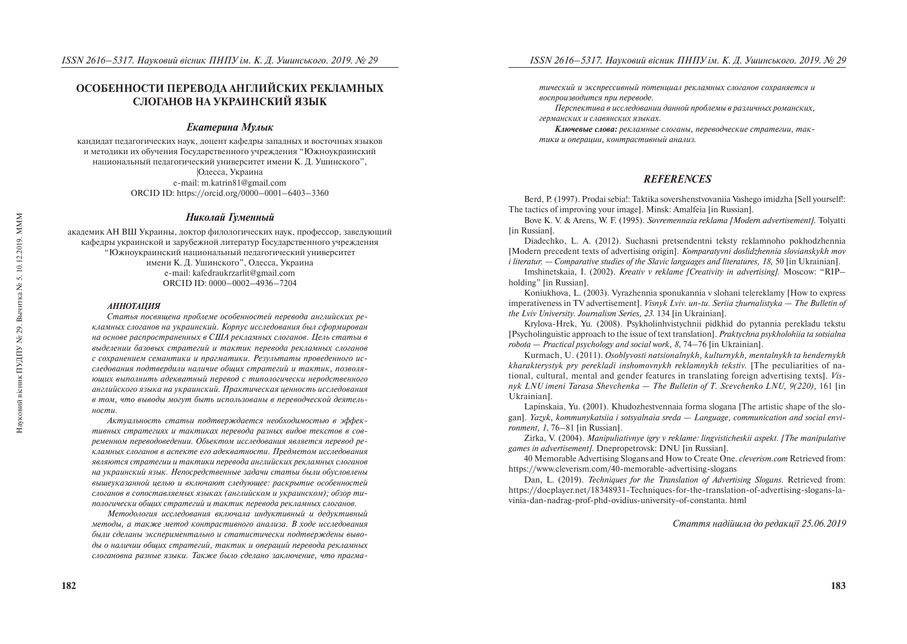# ОСОБЕННОСТИ ПЕРЕВОДА АНГЛИЙСКИХ РЕКЛАМНЫХ СЛОГАНОВ НА УКРАИНСКИЙ ЯЗЫК

### *Екатерина Мулык*

кандидат педагогических наук, доцент кафедры западных и восточных языков и методики их обучения Государственного учреждения "Южноукраинский национальный педагогический университет имени К. Д. Ушинского", |Одесса, Украина
e-mail: m.katrin81@gmail.com
ORCID ID: https://orcid.org/0000–0001–6403–3360

### *Николай Гуменный*

академик АН ВШ Украины, доктор филологических наук, профессор, заведующий кафедры украинской и зарубежной литератур Государственного учреждения "Южноукраинский национальный педагогический университет имени К. Д. Ушинского", Одесса, Украина
e-mail: kafedraukrzarlit@gmail.com
ORCID ID: 0000–0002–4936–7204

#### *АННОТАЦИЯ*

*Статья посвящена проблеме особенностей перевода английских рекламных слоганов на украинский. Корпус исследования был сформирован на основе распространенных в США рекламных слоганов. Цель статьи в выделении базовых стратегий и тактик перевода рекламных слоганов с сохранением семантики и прагматики. Результаты проведенного исследования подтвердили наличие общих стратегий и тактик, позволяющих выполнить адекватный перевод с типологически неродственного английского языка на украинский. Практическая ценность исследования в том, что выводы могут быть использованы в переводческой деятельности.*

*Актуальность статьи подтверждается необходимостью в эффективных стратегиях и тактиках перевода разных видов текстов в современном переводоведении. Объектом исследования является перевод рекламных слоганов в аспекте его адекватности. Предметом исследования являются стратегии и тактики перевода английских рекламных слоганов на украинский язык. Непосредственные задачи статьи были обусловлены вышеуказанной целью и включают следующее: раскрытие особенностей слоганов в сопоставляемых языках (английском и украинском); обзор типологически общих стратегий и тактик перевода рекламных слоганов.*

*Методология исследования включала индуктивный и дедуктивный методы, а также метод контрастивного анализа. В ходе исследования были сделаны экспериментально и статистически подтверждены выводы о наличии общих стратегий, тактик и операций перевода рекламных слогановна разные языки. Также было сделано заключение, что прагматический и экспрессивный потенциал рекламных слоганов сохраняется и воспроизводится при переводе.*

*Перспектива в исследовании данной проблемы в различных романских, германских и славянских языках.*

***Ключевые слова:*** *рекламные слоганы, переводческие стратегии, тактики и операции, контрастивный анализ.*

## *REFERENCES*

Berd, P. (1997). Prodai sebia!: Taktika sovershenstvovaniia Vashego imidzha [Sell yourself!: The tactics of improving your image]. Minsk: Amalfeia [in Russian].

Bove K. V. & Arens, W. F. (1995). *Sovremennaia reklama [Modern advertisement].* Tolyatti [in Russian].

Diadechko, L. A. (2012). Suchasni pretsendentni teksty reklamnoho pokhodzhennia [Modern precedent texts of advertising origin]. *Komparatyvni doslidzhennia slovianskykh mov i literatur. — Comparative studies of the Slavic languages and literatures, 18,* 50 [in Ukrainian].

Imshinetskaia, I. (2002). *Kreativ v reklame [Creativity in advertising].* Moscow: "RIP–holding" [in Russian].

Koniukhova, L. (2003). Vyrazhennia sponukannia v slohani telereklamy [How to express imperativeness in TV advertisement]. *Visnyk Lviv. un-tu. Seriia zhurnalistyka — The Bulletin of the Lviv University. Journalism Series, 23.* 134 [in Ukrainian].

Krylova-Hrek, Yu. (2008). Psykholinhvistychnii pidkhid do pytannia perekladu tekstu [Psycholinguistic approach to the issue of text translation]. *Praktychna psykholohiia ta sotsialna robota — Practical psychology and social work, 8,* 74–76 [in Ukrainian].

Kurmach, U. (2011). *Osoblyvosti natsionalnykh, kulturnykh, mentalnykh ta hendernykh kharakterystyk pry perekladi inshomovnykh reklamnykh tekstiv.* [The peculiarities of national, cultural, mental and gender features in translating foreign advertising texts]. *Visnyk LNU imeni Tarasa Shevchenka — The Bulletin of T. Scevchenko LNU, 9(220),* 161 [in Ukrainian].

Lapinskaia, Yu. (2001). Khudozhestvennaia forma slogana [The artistic shape of the slogan]. *Yazyk, kommunykatsiia i sotsyalnaia sreda — Language, communication and social environment, 1,* 76–81 [in Russian].

Zirka, V. (2004). *Manipuliativnye igry v reklame: lingvisticheskii aspekt. [The manipulative games in advertisement].* Dnepropetrovsk: DNU [in Russian].

40 Memorable Advertising Slogans and How to Create One. *cleverism.com* Retrieved from: https://www.cleverism.com/40-memorable-advertising-slogans

Dan, L. (2019). *Techniques for the Translation of Advertising Slogans.* Retrieved from: https://docplayer.net/18348931-Techniques-for-the-translation-of-advertising-slogans-lavinia-dan-nadrag-prof-phd-ovidius-university-of-constanta. html

*Стаття надійшла до редакції 25.06.2019*